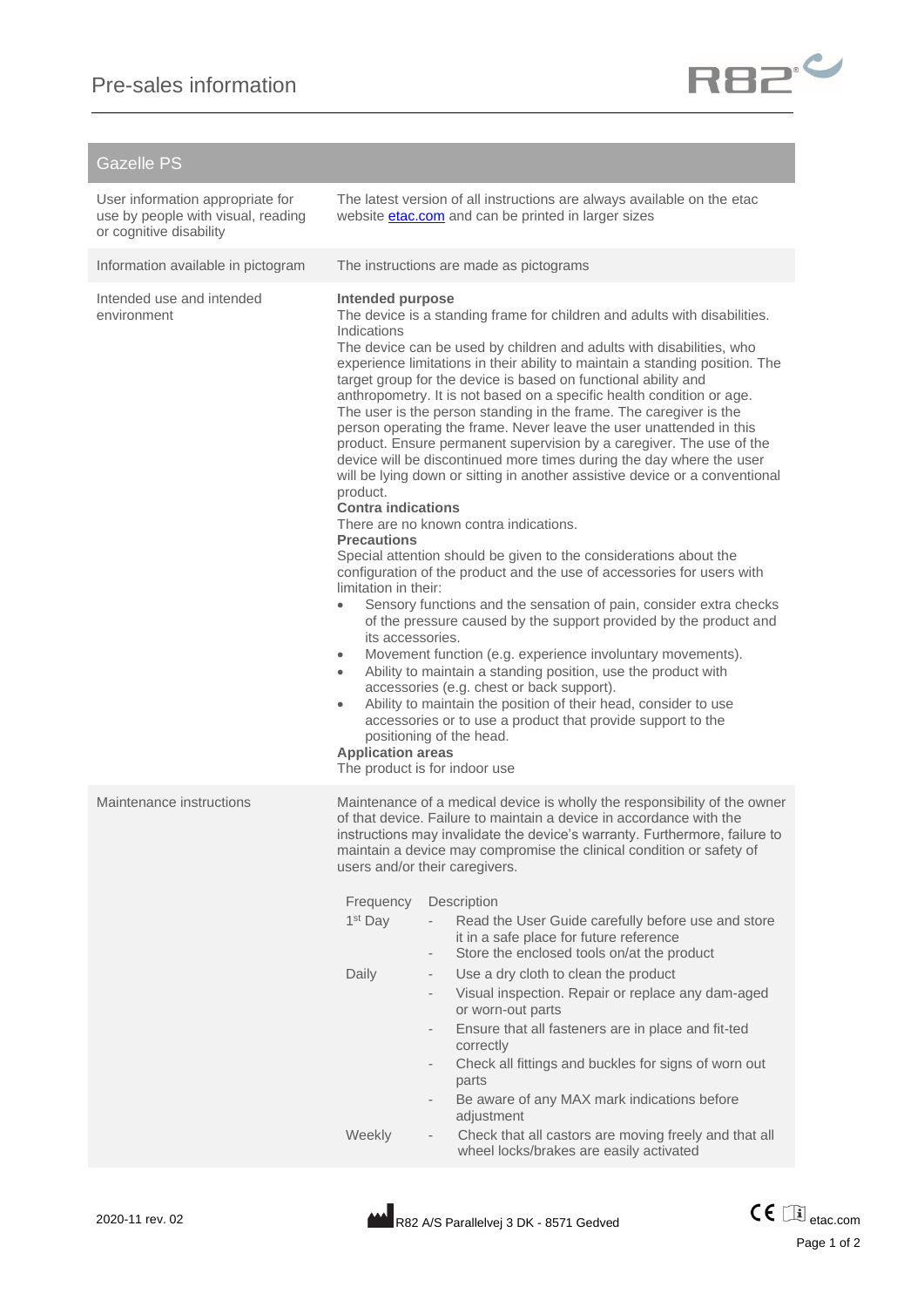# Pre-sales information

## Gazelle PS

| | |
|---|---|
| User information appropriate for use by people with visual, reading or cognitive disability | The latest version of all instructions are always available on the etac website etac.com and can be printed in larger sizes |
| Information available in pictogram | The instructions are made as pictograms |
| Intended use and intended environment | **Intended purpose**<br>The device is a standing frame for children and adults with disabilities.<br>Indications<br>The device can be used by children and adults with disabilities, who experience limitations in their ability to maintain a standing position. The target group for the device is based on functional ability and anthropometry. It is not based on a specific health condition or age. The user is the person standing in the frame. The caregiver is the person operating the frame. Never leave the user unattended in this product. Ensure permanent supervision by a caregiver. The use of the device will be discontinued more times during the day where the user will be lying down or sitting in another assistive device or a conventional product.<br>**Contra indications**<br>There are no known contra indications.<br>**Precautions**<br>Special attention should be given to the considerations about the configuration of the product and the use of accessories for users with limitation in their:<br>• Sensory functions and the sensation of pain, consider extra checks of the pressure caused by the support provided by the product and its accessories.<br>• Movement function (e.g. experience involuntary movements).<br>• Ability to maintain a standing position, use the product with accessories (e.g. chest or back support).<br>• Ability to maintain the position of their head, consider to use accessories or to use a product that provide support to the positioning of the head.<br>**Application areas**<br>The product is for indoor use |
| Maintenance instructions | Maintenance of a medical device is wholly the responsibility of the owner of that device. Failure to maintain a device in accordance with the instructions may invalidate the device's warranty. Furthermore, failure to maintain a device may compromise the clinical condition or safety of users and/or their caregivers. |

| Frequency | Description |
|---|---|
| 1st Day | - Read the User Guide carefully before use and store it in a safe place for future reference<br>- Store the enclosed tools on/at the product |
| Daily | - Use a dry cloth to clean the product<br>- Visual inspection. Repair or replace any dam-aged or worn-out parts<br>- Ensure that all fasteners are in place and fit-ted correctly<br>- Check all fittings and buckles for signs of worn out parts<br>- Be aware of any MAX mark indications before adjustment |
| Weekly | - Check that all castors are moving freely and that all wheel locks/brakes are easily activated |

2020-11 rev. 02

R82 A/S Parallelvej 3 DK - 8571 Gedved

etac.com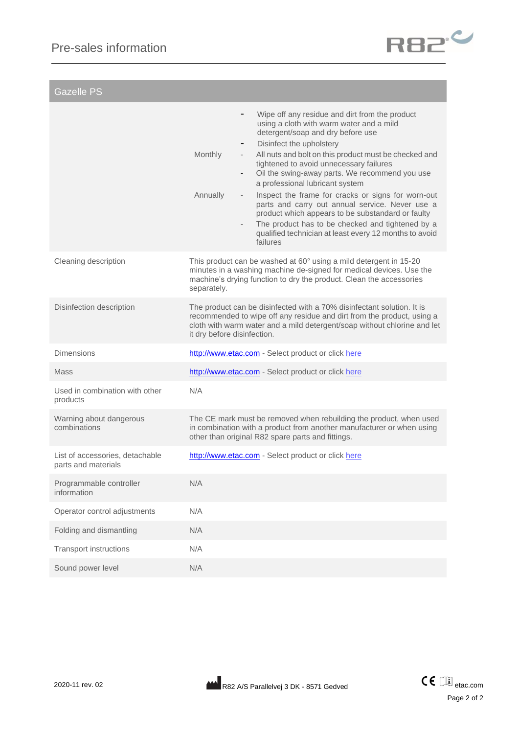| Gazelle PS | |
|---|---|
| | - Wipe off any residue and dirt from the product using a cloth with warm water and a mild detergent/soap and dry before use<br>- Disinfect the upholstery<br>Monthly - All nuts and bolt on this product must be checked and tightened to avoid unnecessary failures<br>- Oil the swing-away parts. We recommend you use a professional lubricant system<br>Annually - Inspect the frame for cracks or signs for worn-out parts and carry out annual service. Never use a product which appears to be substandard or faulty<br>- The product has to be checked and tightened by a qualified technician at least every 12 months to avoid failures |
| Cleaning description | This product can be washed at 60° using a mild detergent in 15-20 minutes in a washing machine de-signed for medical devices. Use the machine's drying function to dry the product. Clean the accessories separately. |
| Disinfection description | The product can be disinfected with a 70% disinfectant solution. It is recommended to wipe off any residue and dirt from the product, using a cloth with warm water and a mild detergent/soap without chlorine and let it dry before disinfection. |
| Dimensions | http://www.etac.com - Select product or click here |
| Mass | http://www.etac.com - Select product or click here |
| Used in combination with other products | N/A |
| Warning about dangerous combinations | The CE mark must be removed when rebuilding the product, when used in combination with a product from another manufacturer or when using other than original R82 spare parts and fittings. |
| List of accessories, detachable parts and materials | http://www.etac.com - Select product or click here |
| Programmable controller information | N/A |
| Operator control adjustments | N/A |
| Folding and dismantling | N/A |
| Transport instructions | N/A |
| Sound power level | N/A |

2020-11 rev. 02

R82 A/S Parallelvej 3 DK - 8571 Gedved

etac.com